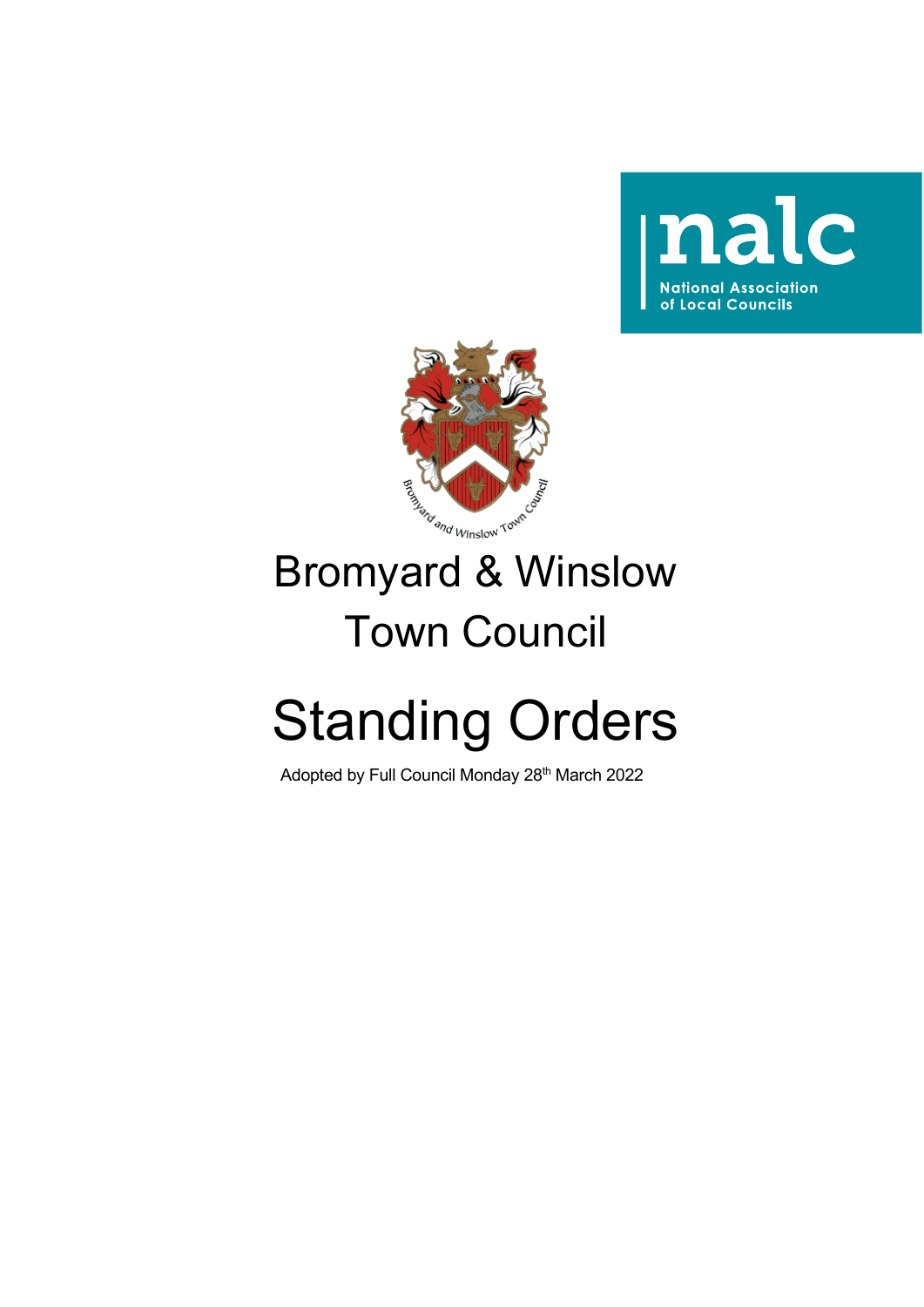nalc

National Association of Local Councils

Bromyard and Winslow Town Council

# Bromyard & Winslow Town Council

# Standing Orders

Adopted by Full Council Monday 28th March 2022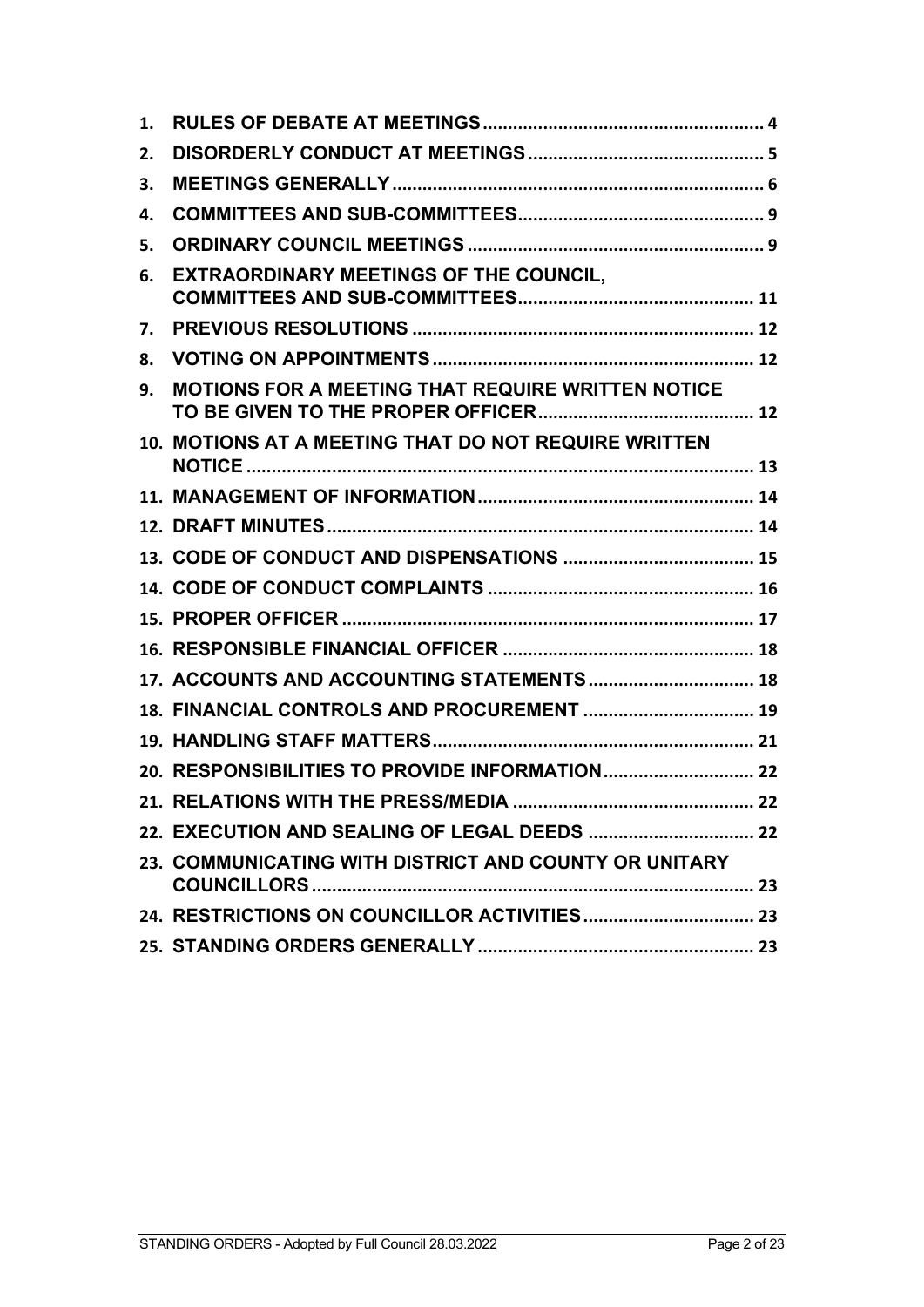1. **RULES OF DEBATE AT MEETINGS** ........ 4
2. **DISORDERLY CONDUCT AT MEETINGS** ........ 5
3. **MEETINGS GENERALLY** ........ 6
4. **COMMITTEES AND SUB-COMMITTEES** ........ 9
5. **ORDINARY COUNCIL MEETINGS** ........ 9
6. **EXTRAORDINARY MEETINGS OF THE COUNCIL, COMMITTEES AND SUB-COMMITTEES** ........ 11
7. **PREVIOUS RESOLUTIONS** ........ 12
8. **VOTING ON APPOINTMENTS** ........ 12
9. **MOTIONS FOR A MEETING THAT REQUIRE WRITTEN NOTICE TO BE GIVEN TO THE PROPER OFFICER** ........ 12
10. **MOTIONS AT A MEETING THAT DO NOT REQUIRE WRITTEN NOTICE** ........ 13
11. **MANAGEMENT OF INFORMATION** ........ 14
12. **DRAFT MINUTES** ........ 14
13. **CODE OF CONDUCT AND DISPENSATIONS** ........ 15
14. **CODE OF CONDUCT COMPLAINTS** ........ 16
15. **PROPER OFFICER** ........ 17
16. **RESPONSIBLE FINANCIAL OFFICER** ........ 18
17. **ACCOUNTS AND ACCOUNTING STATEMENTS** ........ 18
18. **FINANCIAL CONTROLS AND PROCUREMENT** ........ 19
19. **HANDLING STAFF MATTERS** ........ 21
20. **RESPONSIBILITIES TO PROVIDE INFORMATION** ........ 22
21. **RELATIONS WITH THE PRESS/MEDIA** ........ 22
22. **EXECUTION AND SEALING OF LEGAL DEEDS** ........ 22
23. **COMMUNICATING WITH DISTRICT AND COUNTY OR UNITARY COUNCILLORS** ........ 23
24. **RESTRICTIONS ON COUNCILLOR ACTIVITIES** ........ 23
25. **STANDING ORDERS GENERALLY** ........ 23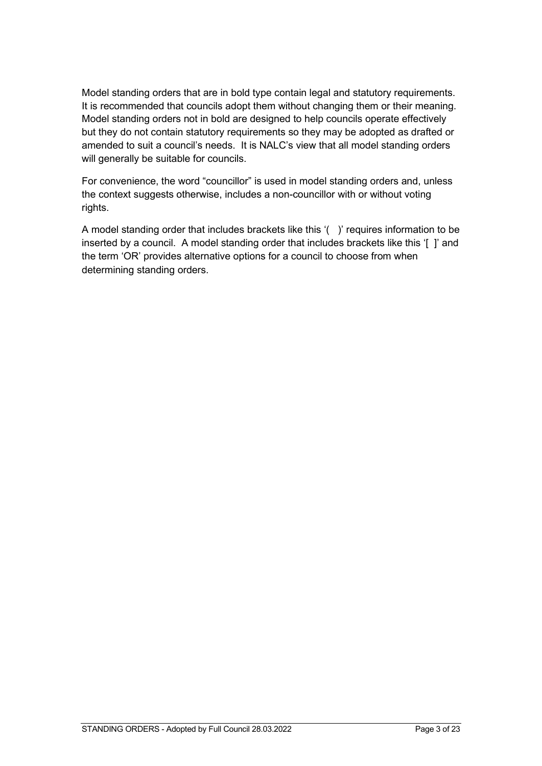Model standing orders that are in bold type contain legal and statutory requirements. It is recommended that councils adopt them without changing them or their meaning. Model standing orders not in bold are designed to help councils operate effectively but they do not contain statutory requirements so they may be adopted as drafted or amended to suit a council's needs. It is NALC's view that all model standing orders will generally be suitable for councils.

For convenience, the word "councillor" is used in model standing orders and, unless the context suggests otherwise, includes a non-councillor with or without voting rights.

A model standing order that includes brackets like this '( )' requires information to be inserted by a council. A model standing order that includes brackets like this '[ ]' and the term 'OR' provides alternative options for a council to choose from when determining standing orders.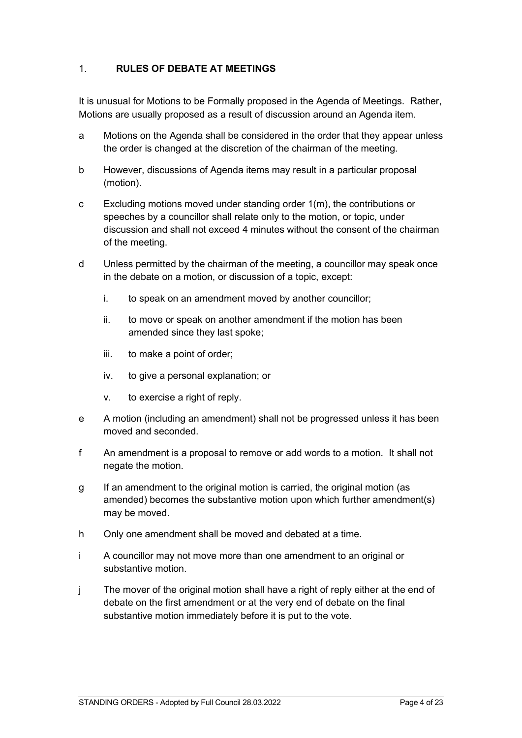## 1. **RULES OF DEBATE AT MEETINGS**

It is unusual for Motions to be Formally proposed in the Agenda of Meetings. Rather, Motions are usually proposed as a result of discussion around an Agenda item.

a. Motions on the Agenda shall be considered in the order that they appear unless the order is changed at the discretion of the chairman of the meeting.

b. However, discussions of Agenda items may result in a particular proposal (motion).

c. Excluding motions moved under standing order 1(m), the contributions or speeches by a councillor shall relate only to the motion, or topic, under discussion and shall not exceed 4 minutes without the consent of the chairman of the meeting.

d. Unless permitted by the chairman of the meeting, a councillor may speak once in the debate on a motion, or discussion of a topic, except:

   i. to speak on an amendment moved by another councillor;

   ii. to move or speak on another amendment if the motion has been amended since they last spoke;

   iii. to make a point of order;

   iv. to give a personal explanation; or

   v. to exercise a right of reply.

e. A motion (including an amendment) shall not be progressed unless it has been moved and seconded.

f. An amendment is a proposal to remove or add words to a motion. It shall not negate the motion.

g. If an amendment to the original motion is carried, the original motion (as amended) becomes the substantive motion upon which further amendment(s) may be moved.

h. Only one amendment shall be moved and debated at a time.

i. A councillor may not move more than one amendment to an original or substantive motion.

j. The mover of the original motion shall have a right of reply either at the end of debate on the first amendment or at the very end of debate on the final substantive motion immediately before it is put to the vote.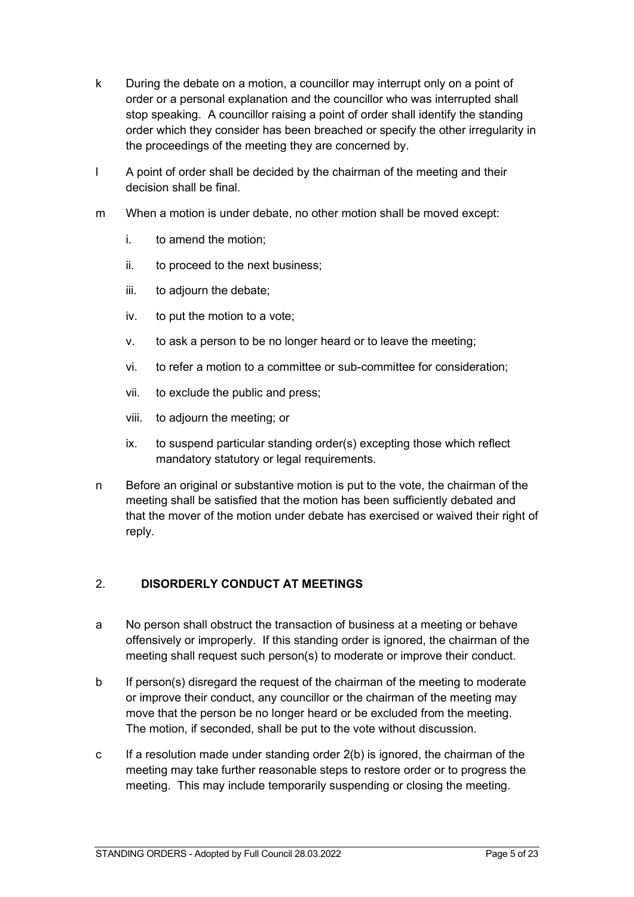k During the debate on a motion, a councillor may interrupt only on a point of order or a personal explanation and the councillor who was interrupted shall stop speaking. A councillor raising a point of order shall identify the standing order which they consider has been breached or specify the other irregularity in the proceedings of the meeting they are concerned by.

l A point of order shall be decided by the chairman of the meeting and their decision shall be final.

m When a motion is under debate, no other motion shall be moved except:

i. to amend the motion;

ii. to proceed to the next business;

iii. to adjourn the debate;

iv. to put the motion to a vote;

v. to ask a person to be no longer heard or to leave the meeting;

vi. to refer a motion to a committee or sub-committee for consideration;

vii. to exclude the public and press;

viii. to adjourn the meeting; or

ix. to suspend particular standing order(s) excepting those which reflect mandatory statutory or legal requirements.

n Before an original or substantive motion is put to the vote, the chairman of the meeting shall be satisfied that the motion has been sufficiently debated and that the mover of the motion under debate has exercised or waived their right of reply.

## 2. DISORDERLY CONDUCT AT MEETINGS

a No person shall obstruct the transaction of business at a meeting or behave offensively or improperly. If this standing order is ignored, the chairman of the meeting shall request such person(s) to moderate or improve their conduct.

b If person(s) disregard the request of the chairman of the meeting to moderate or improve their conduct, any councillor or the chairman of the meeting may move that the person be no longer heard or be excluded from the meeting. The motion, if seconded, shall be put to the vote without discussion.

c If a resolution made under standing order 2(b) is ignored, the chairman of the meeting may take further reasonable steps to restore order or to progress the meeting. This may include temporarily suspending or closing the meeting.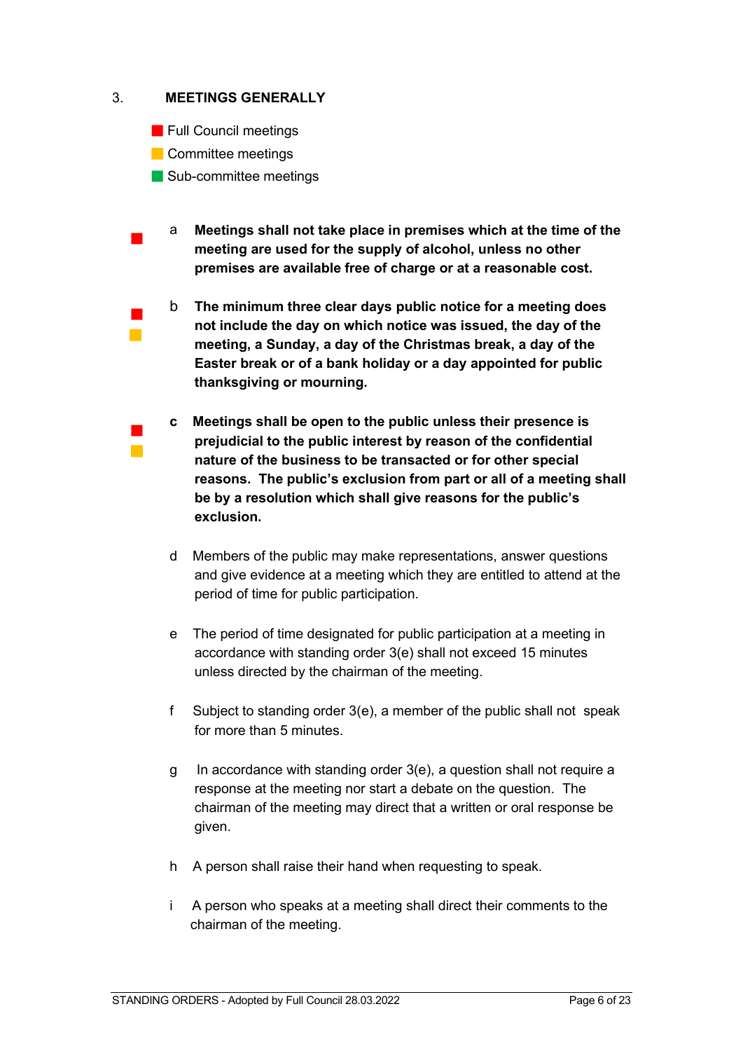## 3. MEETINGS GENERALLY

- Full Council meetings
- Committee meetings
- Sub-committee meetings

a **Meetings shall not take place in premises which at the time of the meeting are used for the supply of alcohol, unless no other premises are available free of charge or at a reasonable cost.**

b **The minimum three clear days public notice for a meeting does not include the day on which notice was issued, the day of the meeting, a Sunday, a day of the Christmas break, a day of the Easter break or of a bank holiday or a day appointed for public thanksgiving or mourning.**

**c Meetings shall be open to the public unless their presence is prejudicial to the public interest by reason of the confidential nature of the business to be transacted or for other special reasons. The public's exclusion from part or all of a meeting shall be by a resolution which shall give reasons for the public's exclusion.**

d Members of the public may make representations, answer questions and give evidence at a meeting which they are entitled to attend at the period of time for public participation.

e The period of time designated for public participation at a meeting in accordance with standing order 3(e) shall not exceed 15 minutes unless directed by the chairman of the meeting.

f Subject to standing order 3(e), a member of the public shall not speak for more than 5 minutes.

g In accordance with standing order 3(e), a question shall not require a response at the meeting nor start a debate on the question. The chairman of the meeting may direct that a written or oral response be given.

h A person shall raise their hand when requesting to speak.

i A person who speaks at a meeting shall direct their comments to the chairman of the meeting.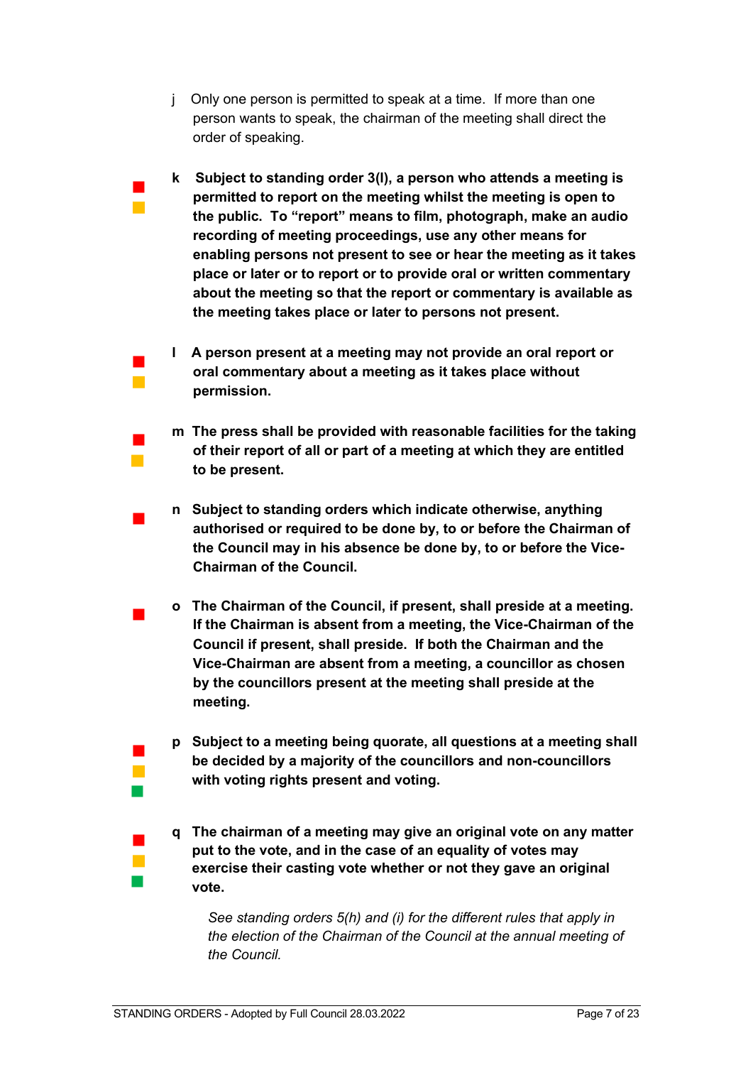j Only one person is permitted to speak at a time. If more than one person wants to speak, the chairman of the meeting shall direct the order of speaking.

**k Subject to standing order 3(l), a person who attends a meeting is permitted to report on the meeting whilst the meeting is open to the public. To “report” means to film, photograph, make an audio recording of meeting proceedings, use any other means for enabling persons not present to see or hear the meeting as it takes place or later or to report or to provide oral or written commentary about the meeting so that the report or commentary is available as the meeting takes place or later to persons not present.**

**l A person present at a meeting may not provide an oral report or oral commentary about a meeting as it takes place without permission.**

**m The press shall be provided with reasonable facilities for the taking of their report of all or part of a meeting at which they are entitled to be present.**

**n Subject to standing orders which indicate otherwise, anything authorised or required to be done by, to or before the Chairman of the Council may in his absence be done by, to or before the Vice-Chairman of the Council.**

**o The Chairman of the Council, if present, shall preside at a meeting. If the Chairman is absent from a meeting, the Vice-Chairman of the Council if present, shall preside. If both the Chairman and the Vice-Chairman are absent from a meeting, a councillor as chosen by the councillors present at the meeting shall preside at the meeting.**

**p Subject to a meeting being quorate, all questions at a meeting shall be decided by a majority of the councillors and non-councillors with voting rights present and voting.**

**q The chairman of a meeting may give an original vote on any matter put to the vote, and in the case of an equality of votes may exercise their casting vote whether or not they gave an original vote.**

*See standing orders 5(h) and (i) for the different rules that apply in the election of the Chairman of the Council at the annual meeting of the Council.*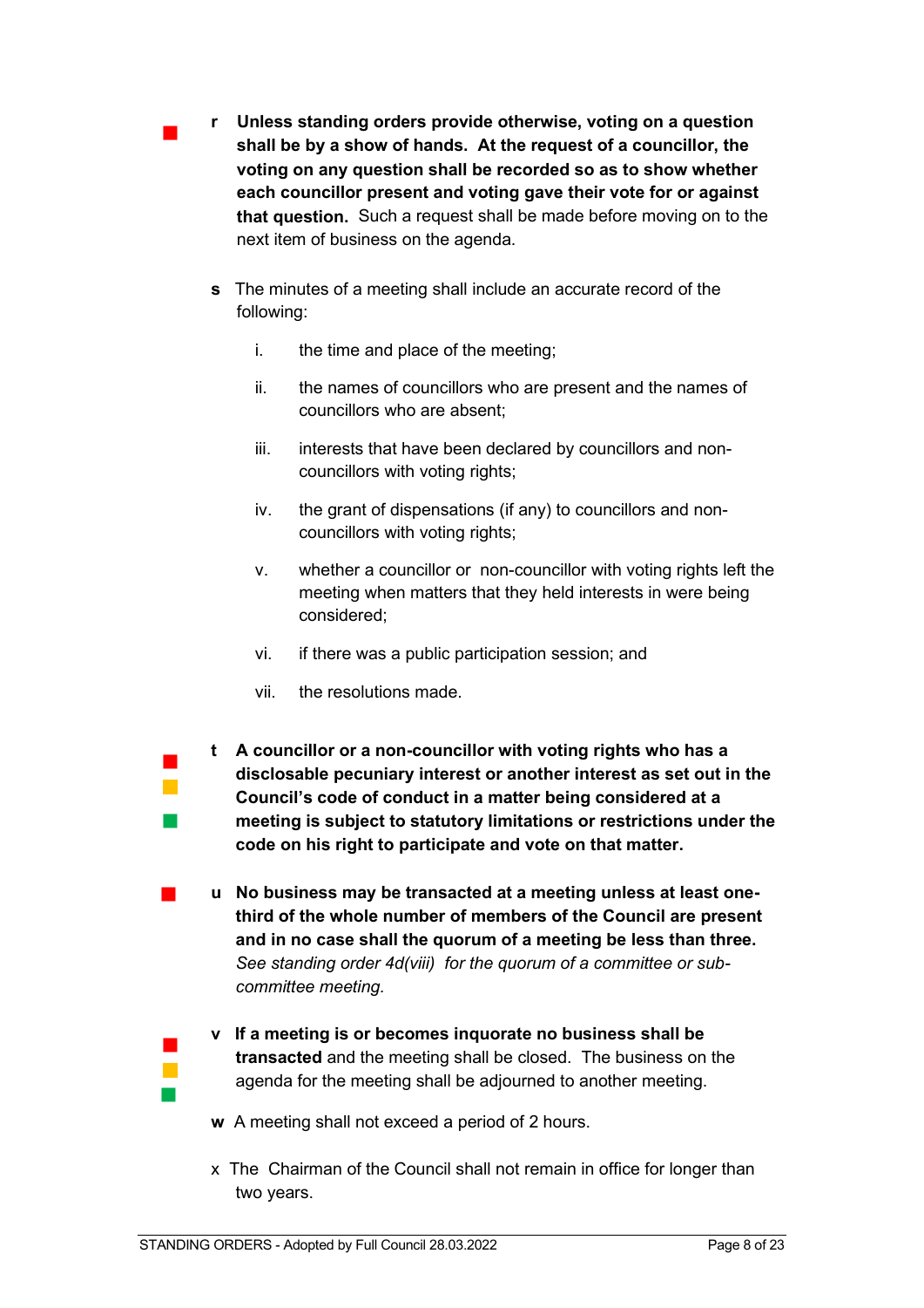**r** **Unless standing orders provide otherwise, voting on a question shall be by a show of hands. At the request of a councillor, the voting on any question shall be recorded so as to show whether each councillor present and voting gave their vote for or against that question.** Such a request shall be made before moving on to the next item of business on the agenda.

**s** The minutes of a meeting shall include an accurate record of the following:

i. the time and place of the meeting;

ii. the names of councillors who are present and the names of councillors who are absent;

iii. interests that have been declared by councillors and non-councillors with voting rights;

iv. the grant of dispensations (if any) to councillors and non-councillors with voting rights;

v. whether a councillor or non-councillor with voting rights left the meeting when matters that they held interests in were being considered;

vi. if there was a public participation session; and

vii. the resolutions made.

**t** **A councillor or a non-councillor with voting rights who has a disclosable pecuniary interest or another interest as set out in the Council's code of conduct in a matter being considered at a meeting is subject to statutory limitations or restrictions under the code on his right to participate and vote on that matter.**

**u** **No business may be transacted at a meeting unless at least one-third of the whole number of members of the Council are present and in no case shall the quorum of a meeting be less than three.** *See standing order 4d(viii) for the quorum of a committee or sub-committee meeting.*

**v** **If a meeting is or becomes inquorate no business shall be transacted** and the meeting shall be closed. The business on the agenda for the meeting shall be adjourned to another meeting.

**w** A meeting shall not exceed a period of 2 hours.

x The Chairman of the Council shall not remain in office for longer than two years.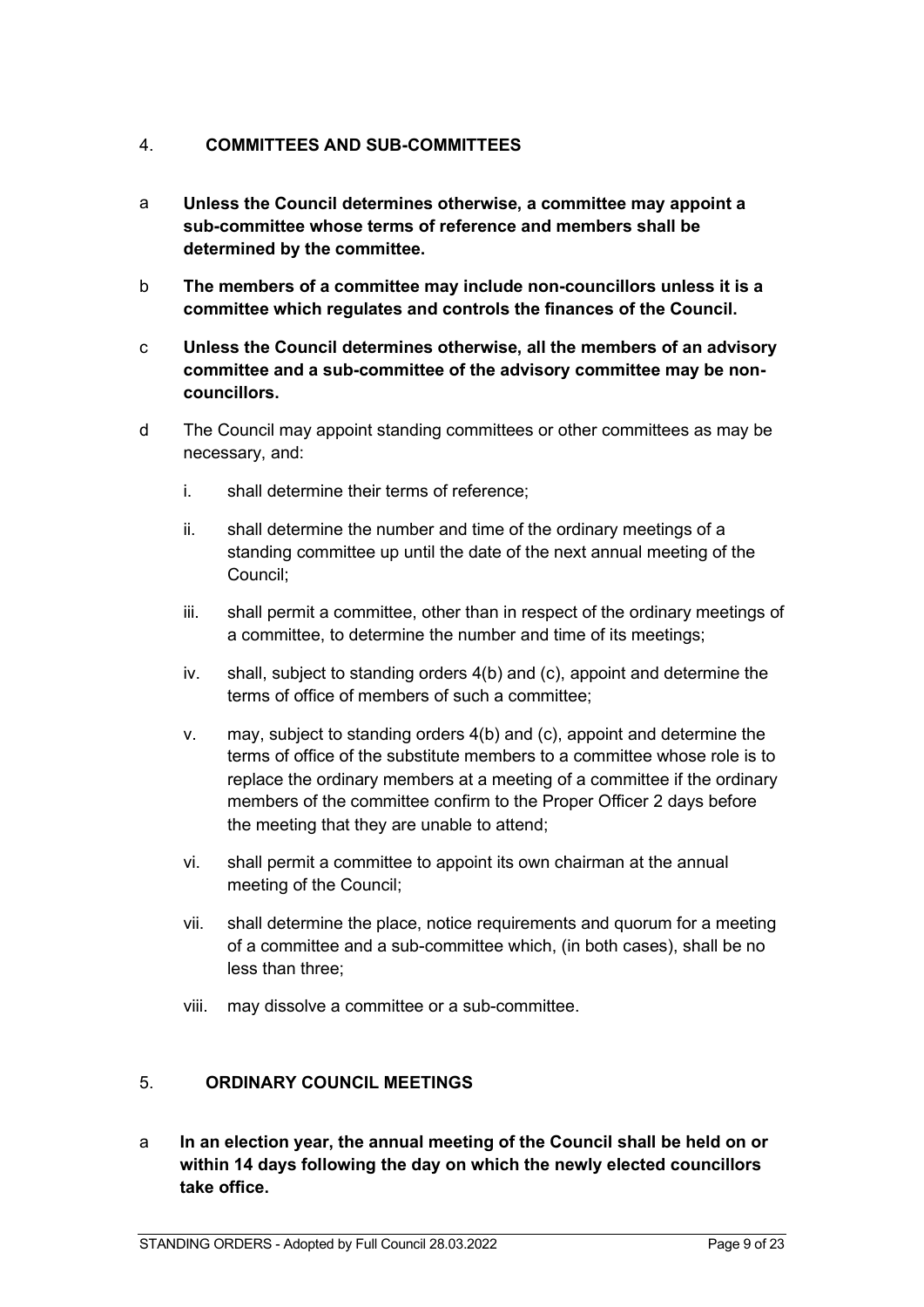## 4. COMMITTEES AND SUB-COMMITTEES

a **Unless the Council determines otherwise, a committee may appoint a sub-committee whose terms of reference and members shall be determined by the committee.**

b **The members of a committee may include non-councillors unless it is a committee which regulates and controls the finances of the Council.**

c **Unless the Council determines otherwise, all the members of an advisory committee and a sub-committee of the advisory committee may be non-councillors.**

d The Council may appoint standing committees or other committees as may be necessary, and:

i. shall determine their terms of reference;

ii. shall determine the number and time of the ordinary meetings of a standing committee up until the date of the next annual meeting of the Council;

iii. shall permit a committee, other than in respect of the ordinary meetings of a committee, to determine the number and time of its meetings;

iv. shall, subject to standing orders 4(b) and (c), appoint and determine the terms of office of members of such a committee;

v. may, subject to standing orders 4(b) and (c), appoint and determine the terms of office of the substitute members to a committee whose role is to replace the ordinary members at a meeting of a committee if the ordinary members of the committee confirm to the Proper Officer 2 days before the meeting that they are unable to attend;

vi. shall permit a committee to appoint its own chairman at the annual meeting of the Council;

vii. shall determine the place, notice requirements and quorum for a meeting of a committee and a sub-committee which, (in both cases), shall be no less than three;

viii. may dissolve a committee or a sub-committee.

## 5. ORDINARY COUNCIL MEETINGS

a **In an election year, the annual meeting of the Council shall be held on or within 14 days following the day on which the newly elected councillors take office.**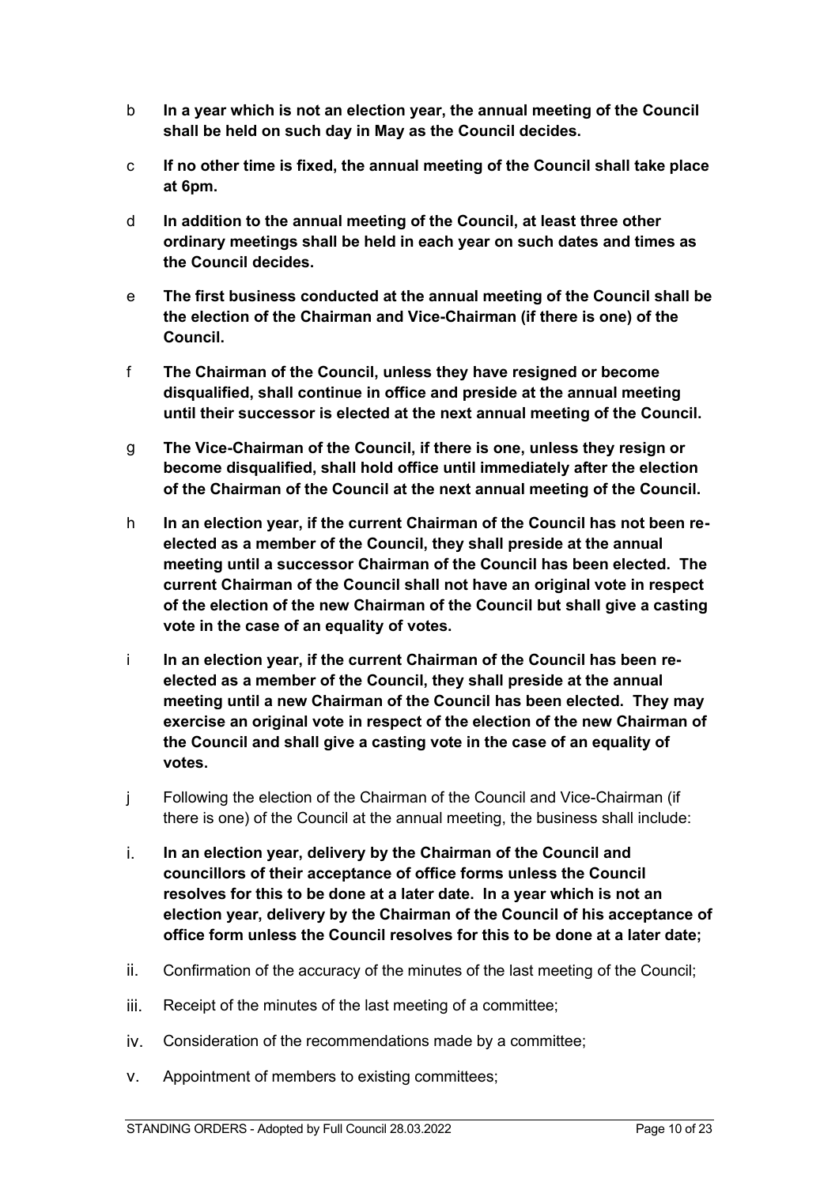b **In a year which is not an election year, the annual meeting of the Council shall be held on such day in May as the Council decides.**

c **If no other time is fixed, the annual meeting of the Council shall take place at 6pm.**

d **In addition to the annual meeting of the Council, at least three other ordinary meetings shall be held in each year on such dates and times as the Council decides.**

e **The first business conducted at the annual meeting of the Council shall be the election of the Chairman and Vice-Chairman (if there is one) of the Council.**

f **The Chairman of the Council, unless they have resigned or become disqualified, shall continue in office and preside at the annual meeting until their successor is elected at the next annual meeting of the Council.**

g **The Vice-Chairman of the Council, if there is one, unless they resign or become disqualified, shall hold office until immediately after the election of the Chairman of the Council at the next annual meeting of the Council.**

h **In an election year, if the current Chairman of the Council has not been re-elected as a member of the Council, they shall preside at the annual meeting until a successor Chairman of the Council has been elected. The current Chairman of the Council shall not have an original vote in respect of the election of the new Chairman of the Council but shall give a casting vote in the case of an equality of votes.**

i **In an election year, if the current Chairman of the Council has been re-elected as a member of the Council, they shall preside at the annual meeting until a new Chairman of the Council has been elected. They may exercise an original vote in respect of the election of the new Chairman of the Council and shall give a casting vote in the case of an equality of votes.**

j Following the election of the Chairman of the Council and Vice-Chairman (if there is one) of the Council at the annual meeting, the business shall include:

i. **In an election year, delivery by the Chairman of the Council and councillors of their acceptance of office forms unless the Council resolves for this to be done at a later date. In a year which is not an election year, delivery by the Chairman of the Council of his acceptance of office form unless the Council resolves for this to be done at a later date;**

ii. Confirmation of the accuracy of the minutes of the last meeting of the Council;

iii. Receipt of the minutes of the last meeting of a committee;

iv. Consideration of the recommendations made by a committee;

v. Appointment of members to existing committees;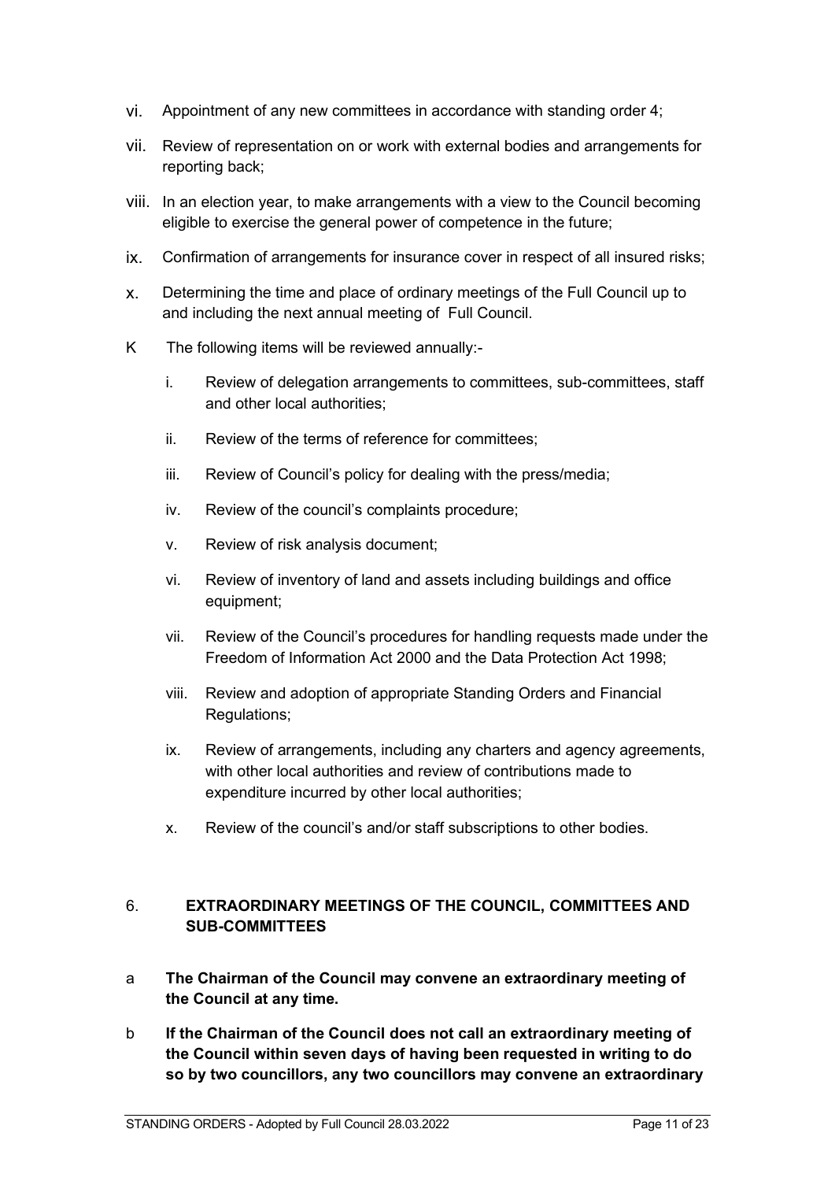vi. Appointment of any new committees in accordance with standing order 4;

vii. Review of representation on or work with external bodies and arrangements for reporting back;

viii. In an election year, to make arrangements with a view to the Council becoming eligible to exercise the general power of competence in the future;

ix. Confirmation of arrangements for insurance cover in respect of all insured risks;

x. Determining the time and place of ordinary meetings of the Full Council up to and including the next annual meeting of Full Council.

K The following items will be reviewed annually:-

i. Review of delegation arrangements to committees, sub-committees, staff and other local authorities;

ii. Review of the terms of reference for committees;

iii. Review of Council's policy for dealing with the press/media;

iv. Review of the council's complaints procedure;

v. Review of risk analysis document;

vi. Review of inventory of land and assets including buildings and office equipment;

vii. Review of the Council's procedures for handling requests made under the Freedom of Information Act 2000 and the Data Protection Act 1998;

viii. Review and adoption of appropriate Standing Orders and Financial Regulations;

ix. Review of arrangements, including any charters and agency agreements, with other local authorities and review of contributions made to expenditure incurred by other local authorities;

x. Review of the council's and/or staff subscriptions to other bodies.

## 6. EXTRAORDINARY MEETINGS OF THE COUNCIL, COMMITTEES AND SUB-COMMITTEES

a **The Chairman of the Council may convene an extraordinary meeting of the Council at any time.**

b **If the Chairman of the Council does not call an extraordinary meeting of the Council within seven days of having been requested in writing to do so by two councillors, any two councillors may convene an extraordinary**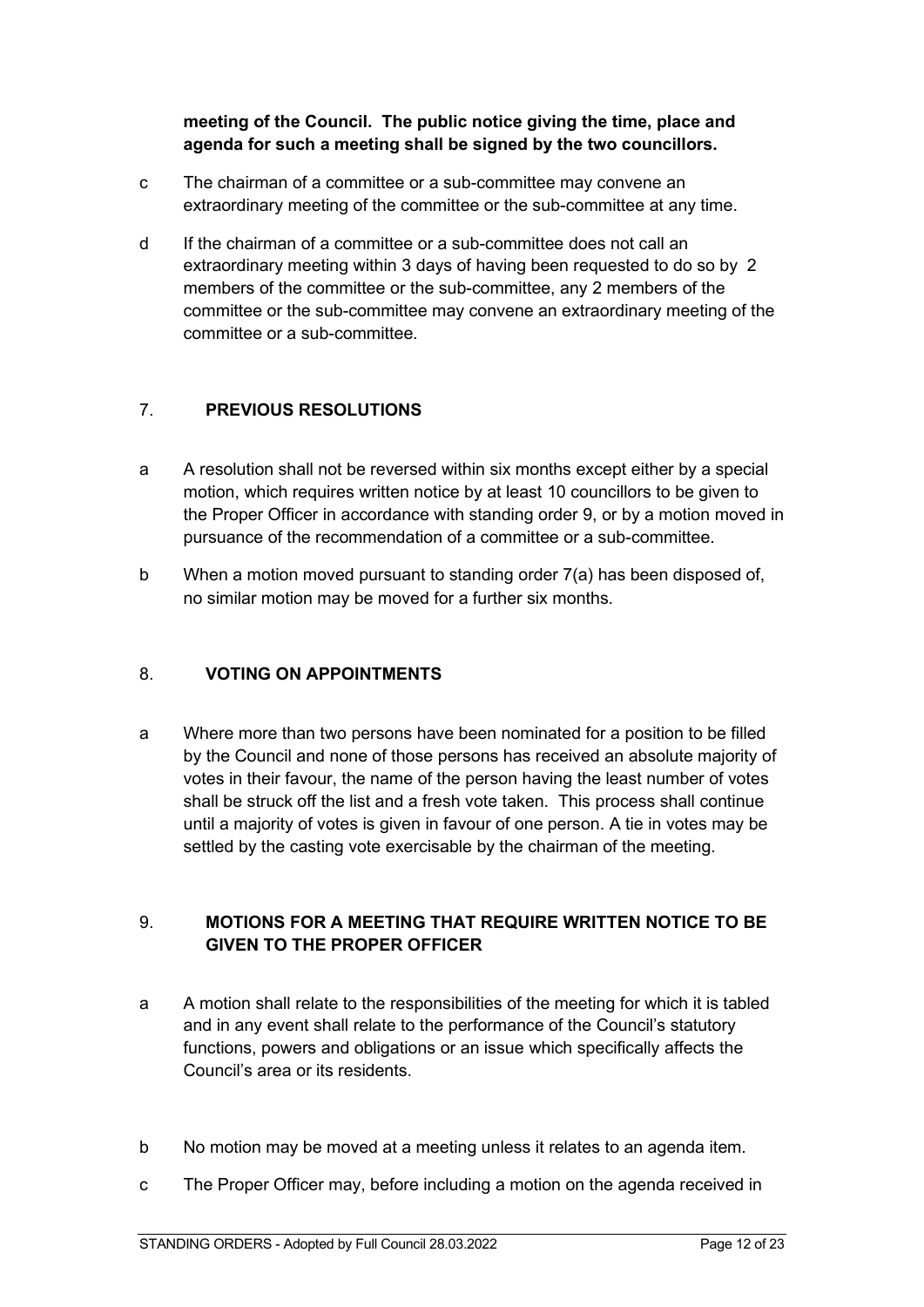**meeting of the Council. The public notice giving the time, place and agenda for such a meeting shall be signed by the two councillors.**

c The chairman of a committee or a sub-committee may convene an extraordinary meeting of the committee or the sub-committee at any time.

d If the chairman of a committee or a sub-committee does not call an extraordinary meeting within 3 days of having been requested to do so by 2 members of the committee or the sub-committee, any 2 members of the committee or the sub-committee may convene an extraordinary meeting of the committee or a sub-committee.

## 7. PREVIOUS RESOLUTIONS

a A resolution shall not be reversed within six months except either by a special motion, which requires written notice by at least 10 councillors to be given to the Proper Officer in accordance with standing order 9, or by a motion moved in pursuance of the recommendation of a committee or a sub-committee.

b When a motion moved pursuant to standing order 7(a) has been disposed of, no similar motion may be moved for a further six months.

## 8. VOTING ON APPOINTMENTS

a Where more than two persons have been nominated for a position to be filled by the Council and none of those persons has received an absolute majority of votes in their favour, the name of the person having the least number of votes shall be struck off the list and a fresh vote taken. This process shall continue until a majority of votes is given in favour of one person. A tie in votes may be settled by the casting vote exercisable by the chairman of the meeting.

## 9. MOTIONS FOR A MEETING THAT REQUIRE WRITTEN NOTICE TO BE GIVEN TO THE PROPER OFFICER

a A motion shall relate to the responsibilities of the meeting for which it is tabled and in any event shall relate to the performance of the Council's statutory functions, powers and obligations or an issue which specifically affects the Council's area or its residents.

b No motion may be moved at a meeting unless it relates to an agenda item.

c The Proper Officer may, before including a motion on the agenda received in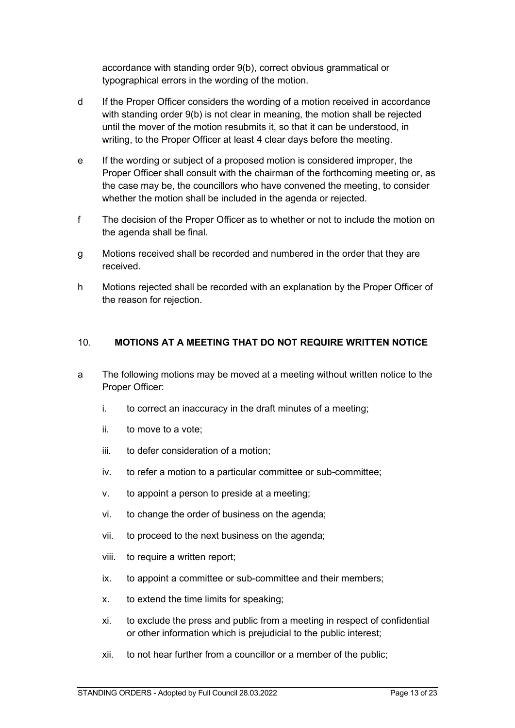accordance with standing order 9(b), correct obvious grammatical or typographical errors in the wording of the motion.

d If the Proper Officer considers the wording of a motion received in accordance with standing order 9(b) is not clear in meaning, the motion shall be rejected until the mover of the motion resubmits it, so that it can be understood, in writing, to the Proper Officer at least 4 clear days before the meeting.

e If the wording or subject of a proposed motion is considered improper, the Proper Officer shall consult with the chairman of the forthcoming meeting or, as the case may be, the councillors who have convened the meeting, to consider whether the motion shall be included in the agenda or rejected.

f The decision of the Proper Officer as to whether or not to include the motion on the agenda shall be final.

g Motions received shall be recorded and numbered in the order that they are received.

h Motions rejected shall be recorded with an explanation by the Proper Officer of the reason for rejection.

## 10. MOTIONS AT A MEETING THAT DO NOT REQUIRE WRITTEN NOTICE

a The following motions may be moved at a meeting without written notice to the Proper Officer:

i. to correct an inaccuracy in the draft minutes of a meeting;

ii. to move to a vote;

iii. to defer consideration of a motion;

iv. to refer a motion to a particular committee or sub-committee;

v. to appoint a person to preside at a meeting;

vi. to change the order of business on the agenda;

vii. to proceed to the next business on the agenda;

viii. to require a written report;

ix. to appoint a committee or sub-committee and their members;

x. to extend the time limits for speaking;

xi. to exclude the press and public from a meeting in respect of confidential or other information which is prejudicial to the public interest;

xii. to not hear further from a councillor or a member of the public;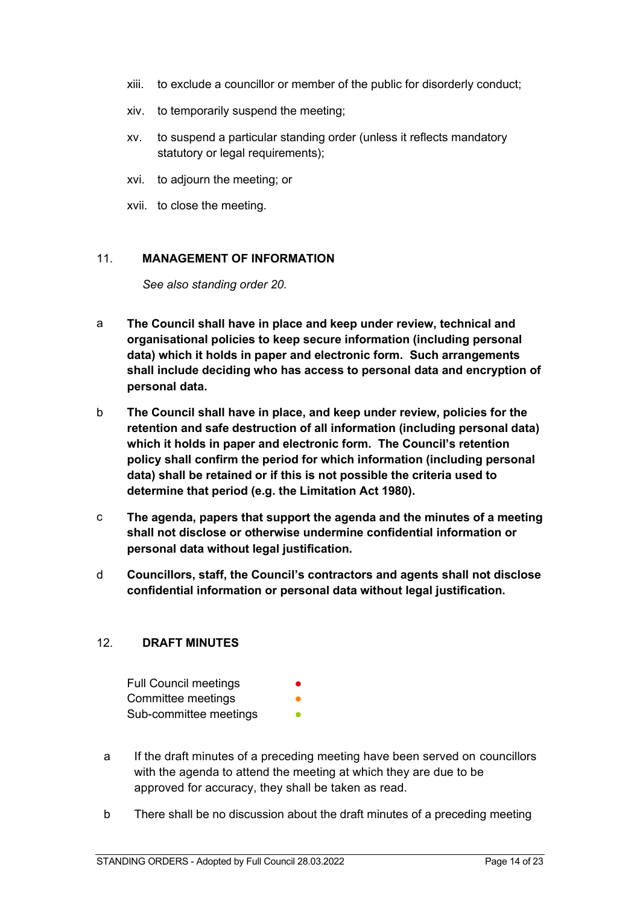xiii. to exclude a councillor or member of the public for disorderly conduct;

xiv. to temporarily suspend the meeting;

xv. to suspend a particular standing order (unless it reflects mandatory statutory or legal requirements);

xvi. to adjourn the meeting; or

xvii. to close the meeting.

## 11. MANAGEMENT OF INFORMATION

*See also standing order 20.*

a **The Council shall have in place and keep under review, technical and organisational policies to keep secure information (including personal data) which it holds in paper and electronic form. Such arrangements shall include deciding who has access to personal data and encryption of personal data.**

b **The Council shall have in place, and keep under review, policies for the retention and safe destruction of all information (including personal data) which it holds in paper and electronic form. The Council's retention policy shall confirm the period for which information (including personal data) shall be retained or if this is not possible the criteria used to determine that period (e.g. the Limitation Act 1980).**

c **The agenda, papers that support the agenda and the minutes of a meeting shall not disclose or otherwise undermine confidential information or personal data without legal justification.**

d **Councillors, staff, the Council's contractors and agents shall not disclose confidential information or personal data without legal justification.**

## 12. DRAFT MINUTES

Full Council meetings ●
Committee meetings ●
Sub-committee meetings ●

a If the draft minutes of a preceding meeting have been served on councillors with the agenda to attend the meeting at which they are due to be approved for accuracy, they shall be taken as read.

b There shall be no discussion about the draft minutes of a preceding meeting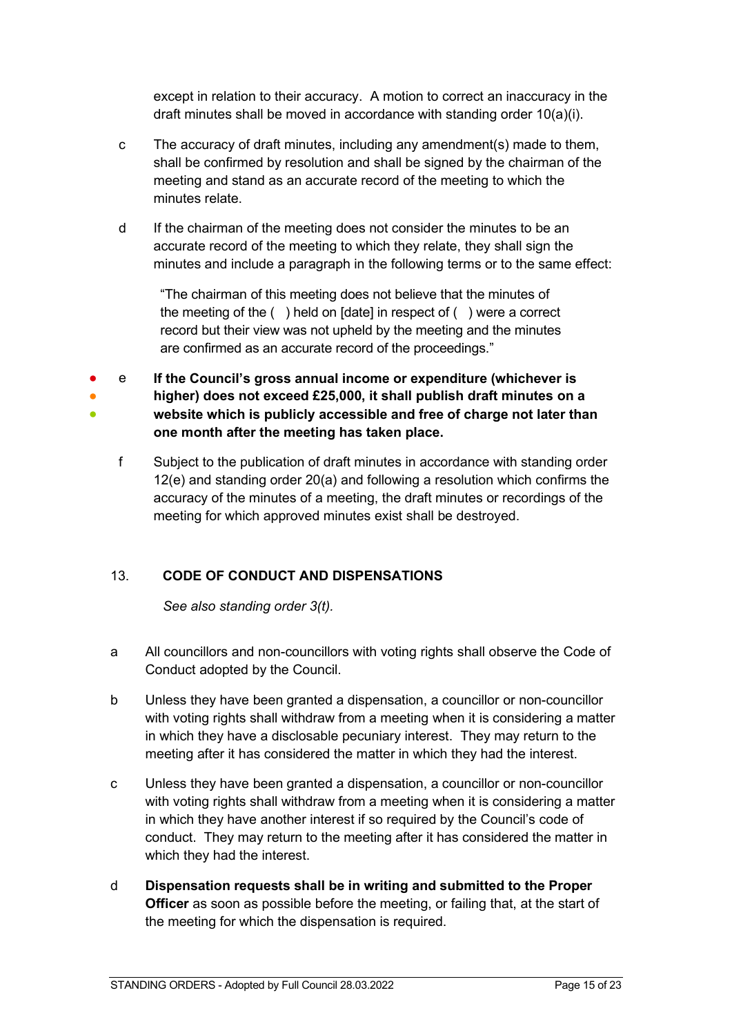except in relation to their accuracy. A motion to correct an inaccuracy in the draft minutes shall be moved in accordance with standing order 10(a)(i).

c The accuracy of draft minutes, including any amendment(s) made to them, shall be confirmed by resolution and shall be signed by the chairman of the meeting and stand as an accurate record of the meeting to which the minutes relate.

d If the chairman of the meeting does not consider the minutes to be an accurate record of the meeting to which they relate, they shall sign the minutes and include a paragraph in the following terms or to the same effect:

> "The chairman of this meeting does not believe that the minutes of the meeting of the ( ) held on [date] in respect of ( ) were a correct record but their view was not upheld by the meeting and the minutes are confirmed as an accurate record of the proceedings."

● ● ● e **If the Council's gross annual income or expenditure (whichever is higher) does not exceed £25,000, it shall publish draft minutes on a website which is publicly accessible and free of charge not later than one month after the meeting has taken place.**

f Subject to the publication of draft minutes in accordance with standing order 12(e) and standing order 20(a) and following a resolution which confirms the accuracy of the minutes of a meeting, the draft minutes or recordings of the meeting for which approved minutes exist shall be destroyed.

## 13. CODE OF CONDUCT AND DISPENSATIONS

*See also standing order 3(t).*

a All councillors and non-councillors with voting rights shall observe the Code of Conduct adopted by the Council.

b Unless they have been granted a dispensation, a councillor or non-councillor with voting rights shall withdraw from a meeting when it is considering a matter in which they have a disclosable pecuniary interest. They may return to the meeting after it has considered the matter in which they had the interest.

c Unless they have been granted a dispensation, a councillor or non-councillor with voting rights shall withdraw from a meeting when it is considering a matter in which they have another interest if so required by the Council's code of conduct. They may return to the meeting after it has considered the matter in which they had the interest.

d **Dispensation requests shall be in writing and submitted to the Proper Officer** as soon as possible before the meeting, or failing that, at the start of the meeting for which the dispensation is required.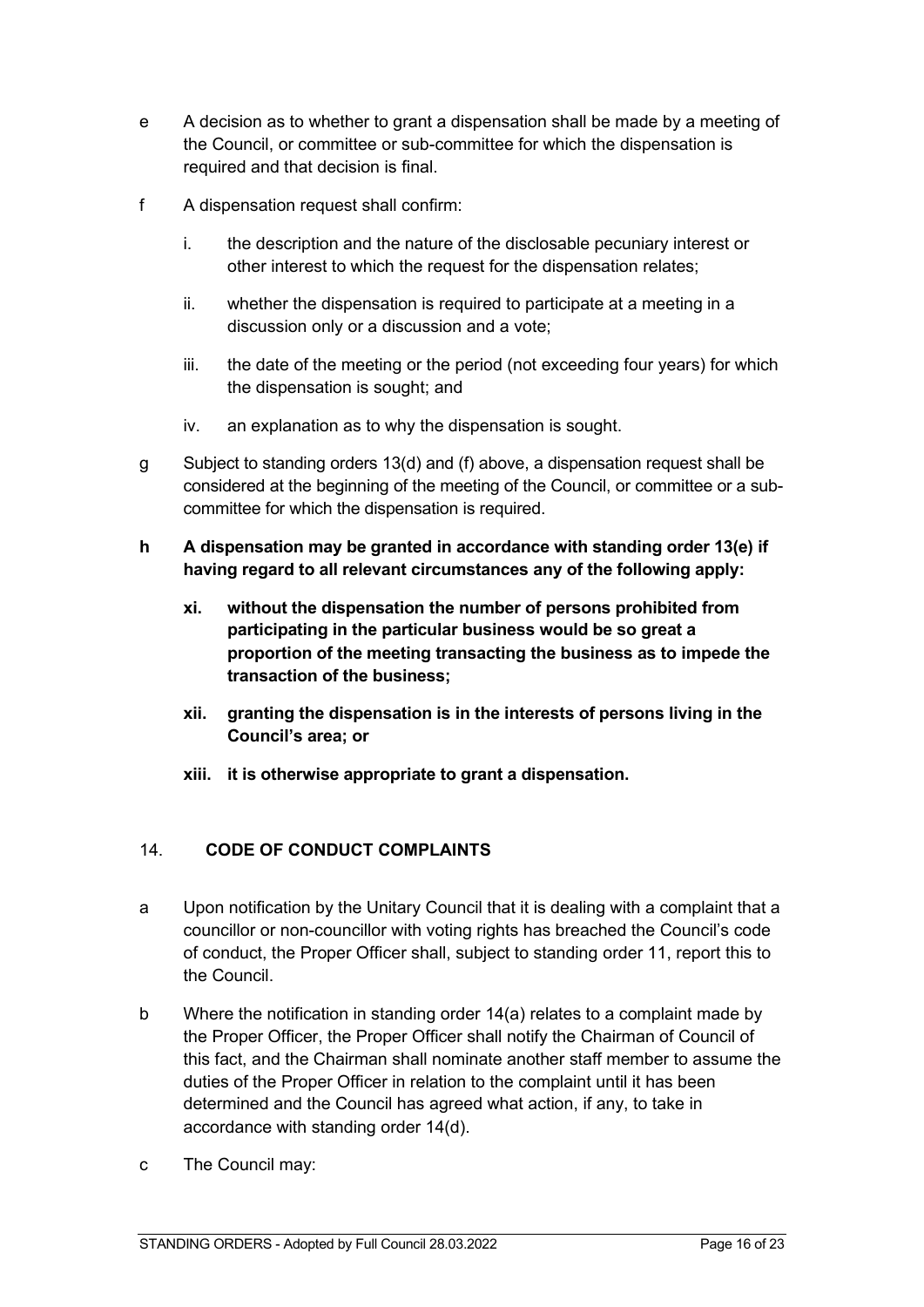e A decision as to whether to grant a dispensation shall be made by a meeting of the Council, or committee or sub-committee for which the dispensation is required and that decision is final.

f A dispensation request shall confirm:

   i. the description and the nature of the disclosable pecuniary interest or other interest to which the request for the dispensation relates;

   ii. whether the dispensation is required to participate at a meeting in a discussion only or a discussion and a vote;

   iii. the date of the meeting or the period (not exceeding four years) for which the dispensation is sought; and

   iv. an explanation as to why the dispensation is sought.

g Subject to standing orders 13(d) and (f) above, a dispensation request shall be considered at the beginning of the meeting of the Council, or committee or a sub-committee for which the dispensation is required.

**h A dispensation may be granted in accordance with standing order 13(e) if having regard to all relevant circumstances any of the following apply:**

   **xi. without the dispensation the number of persons prohibited from participating in the particular business would be so great a proportion of the meeting transacting the business as to impede the transaction of the business;**

   **xii. granting the dispensation is in the interests of persons living in the Council's area; or**

   **xiii. it is otherwise appropriate to grant a dispensation.**

## 14. CODE OF CONDUCT COMPLAINTS

a Upon notification by the Unitary Council that it is dealing with a complaint that a councillor or non-councillor with voting rights has breached the Council's code of conduct, the Proper Officer shall, subject to standing order 11, report this to the Council.

b Where the notification in standing order 14(a) relates to a complaint made by the Proper Officer, the Proper Officer shall notify the Chairman of Council of this fact, and the Chairman shall nominate another staff member to assume the duties of the Proper Officer in relation to the complaint until it has been determined and the Council has agreed what action, if any, to take in accordance with standing order 14(d).

c The Council may: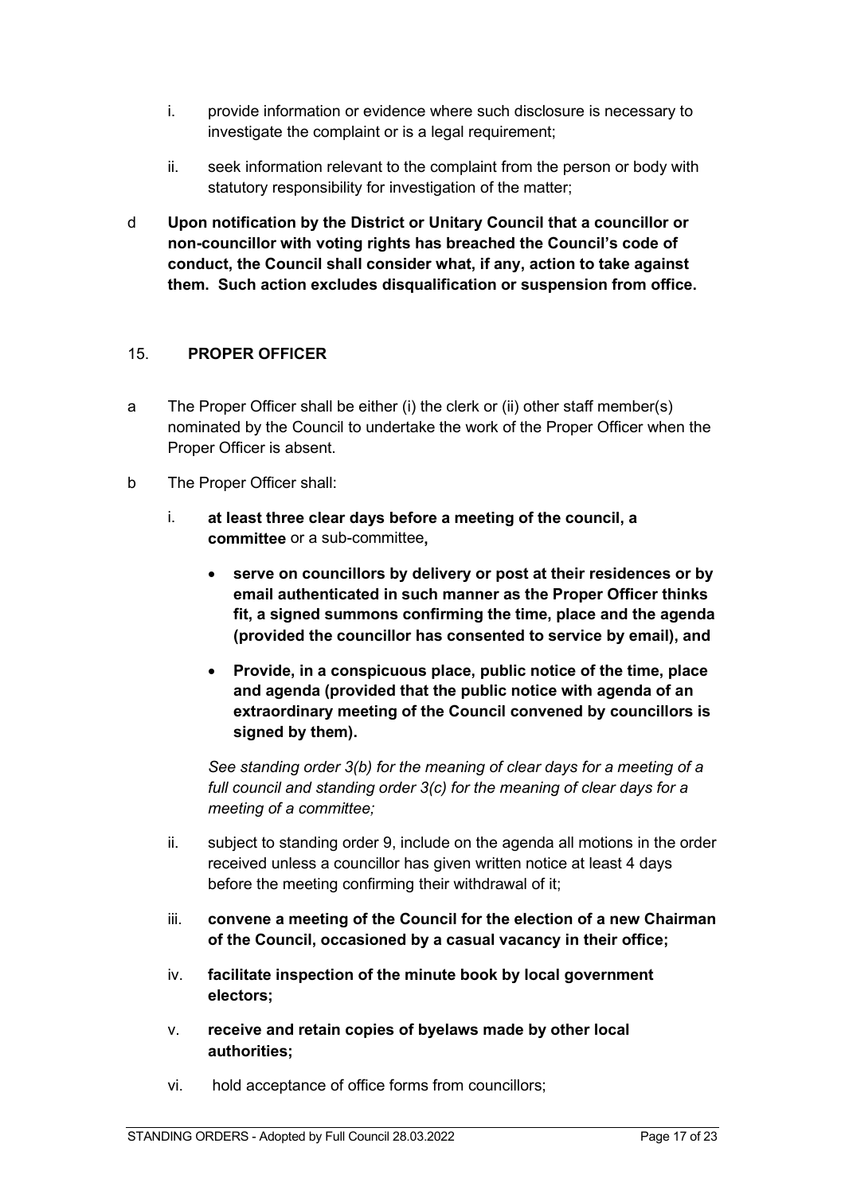i. provide information or evidence where such disclosure is necessary to investigate the complaint or is a legal requirement;

ii. seek information relevant to the complaint from the person or body with statutory responsibility for investigation of the matter;

d **Upon notification by the District or Unitary Council that a councillor or non-councillor with voting rights has breached the Council's code of conduct, the Council shall consider what, if any, action to take against them. Such action excludes disqualification or suspension from office.**

## 15. PROPER OFFICER

a The Proper Officer shall be either (i) the clerk or (ii) other staff member(s) nominated by the Council to undertake the work of the Proper Officer when the Proper Officer is absent.

b The Proper Officer shall:

i. **at least three clear days before a meeting of the council, a committee** or a sub-committee**,**

- **serve on councillors by delivery or post at their residences or by email authenticated in such manner as the Proper Officer thinks fit, a signed summons confirming the time, place and the agenda (provided the councillor has consented to service by email), and**
- **Provide, in a conspicuous place, public notice of the time, place and agenda (provided that the public notice with agenda of an extraordinary meeting of the Council convened by councillors is signed by them).**

*See standing order 3(b) for the meaning of clear days for a meeting of a full council and standing order 3(c) for the meaning of clear days for a meeting of a committee;*

ii. subject to standing order 9, include on the agenda all motions in the order received unless a councillor has given written notice at least 4 days before the meeting confirming their withdrawal of it;

iii. **convene a meeting of the Council for the election of a new Chairman of the Council, occasioned by a casual vacancy in their office;**

iv. **facilitate inspection of the minute book by local government electors;**

v. **receive and retain copies of byelaws made by other local authorities;**

vi. hold acceptance of office forms from councillors;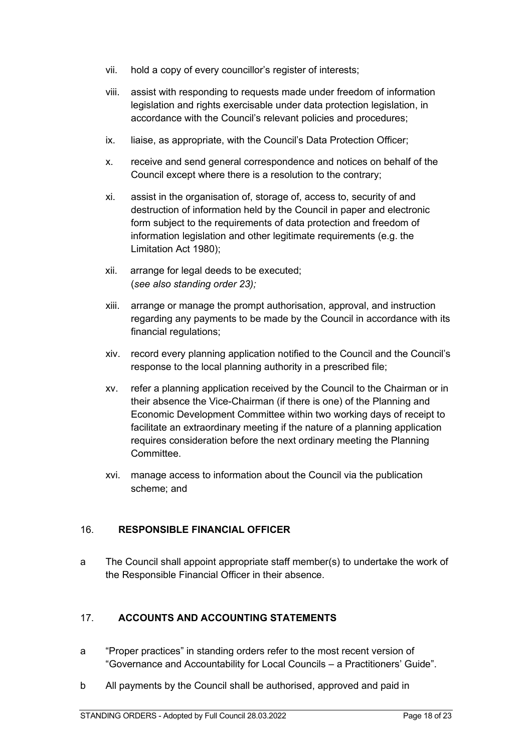vii. hold a copy of every councillor's register of interests;

viii. assist with responding to requests made under freedom of information legislation and rights exercisable under data protection legislation, in accordance with the Council's relevant policies and procedures;

ix. liaise, as appropriate, with the Council's Data Protection Officer;

x. receive and send general correspondence and notices on behalf of the Council except where there is a resolution to the contrary;

xi. assist in the organisation of, storage of, access to, security of and destruction of information held by the Council in paper and electronic form subject to the requirements of data protection and freedom of information legislation and other legitimate requirements (e.g. the Limitation Act 1980);

xii. arrange for legal deeds to be executed;
(*see also standing order 23);*

xiii. arrange or manage the prompt authorisation, approval, and instruction regarding any payments to be made by the Council in accordance with its financial regulations;

xiv. record every planning application notified to the Council and the Council's response to the local planning authority in a prescribed file;

xv. refer a planning application received by the Council to the Chairman or in their absence the Vice-Chairman (if there is one) of the Planning and Economic Development Committee within two working days of receipt to facilitate an extraordinary meeting if the nature of a planning application requires consideration before the next ordinary meeting the Planning Committee.

xvi. manage access to information about the Council via the publication scheme; and

## 16. RESPONSIBLE FINANCIAL OFFICER

a The Council shall appoint appropriate staff member(s) to undertake the work of the Responsible Financial Officer in their absence.

## 17. ACCOUNTS AND ACCOUNTING STATEMENTS

a "Proper practices" in standing orders refer to the most recent version of "Governance and Accountability for Local Councils – a Practitioners' Guide".

b All payments by the Council shall be authorised, approved and paid in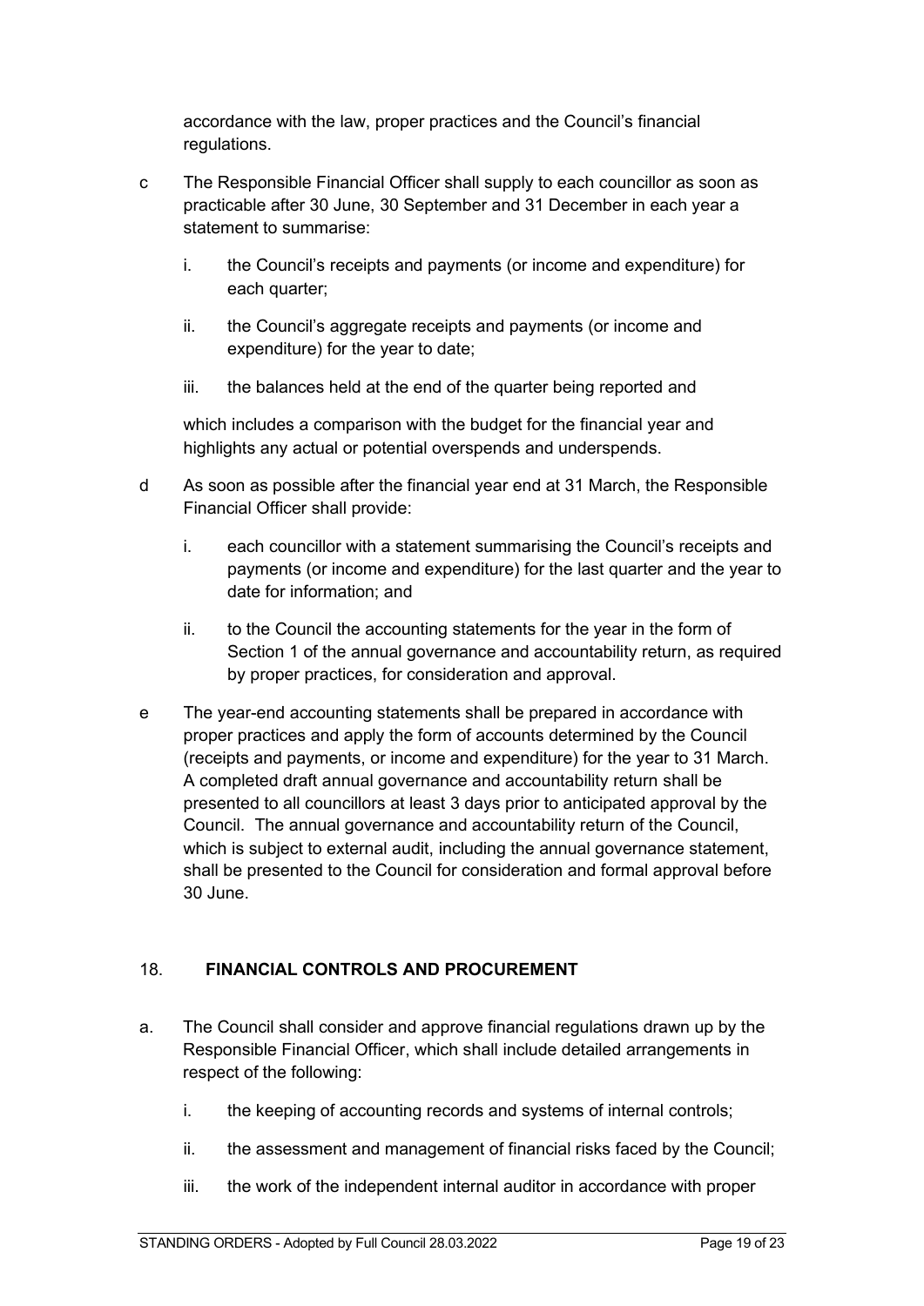accordance with the law, proper practices and the Council's financial regulations.

c The Responsible Financial Officer shall supply to each councillor as soon as practicable after 30 June, 30 September and 31 December in each year a statement to summarise:

   i. the Council's receipts and payments (or income and expenditure) for each quarter;

   ii. the Council's aggregate receipts and payments (or income and expenditure) for the year to date;

   iii. the balances held at the end of the quarter being reported and

   which includes a comparison with the budget for the financial year and highlights any actual or potential overspends and underspends.

d As soon as possible after the financial year end at 31 March, the Responsible Financial Officer shall provide:

   i. each councillor with a statement summarising the Council's receipts and payments (or income and expenditure) for the last quarter and the year to date for information; and

   ii. to the Council the accounting statements for the year in the form of Section 1 of the annual governance and accountability return, as required by proper practices, for consideration and approval.

e The year-end accounting statements shall be prepared in accordance with proper practices and apply the form of accounts determined by the Council (receipts and payments, or income and expenditure) for the year to 31 March. A completed draft annual governance and accountability return shall be presented to all councillors at least 3 days prior to anticipated approval by the Council. The annual governance and accountability return of the Council, which is subject to external audit, including the annual governance statement, shall be presented to the Council for consideration and formal approval before 30 June.

## 18. FINANCIAL CONTROLS AND PROCUREMENT

a. The Council shall consider and approve financial regulations drawn up by the Responsible Financial Officer, which shall include detailed arrangements in respect of the following:

   i. the keeping of accounting records and systems of internal controls;

   ii. the assessment and management of financial risks faced by the Council;

   iii. the work of the independent internal auditor in accordance with proper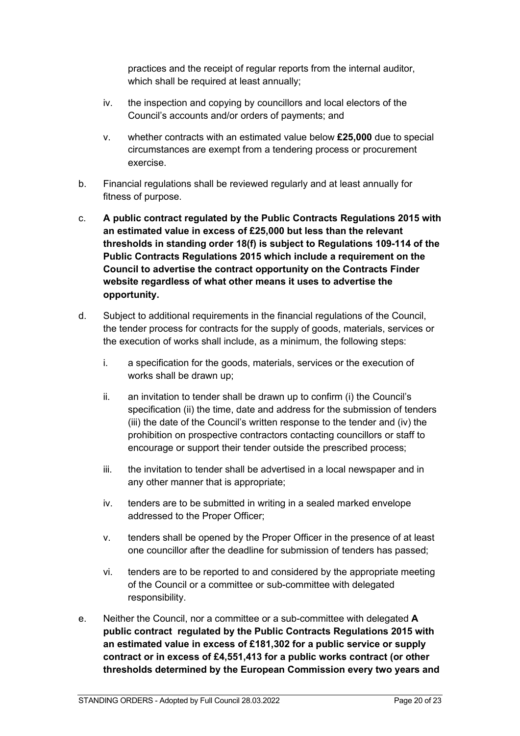practices and the receipt of regular reports from the internal auditor, which shall be required at least annually;

iv. the inspection and copying by councillors and local electors of the Council's accounts and/or orders of payments; and

v. whether contracts with an estimated value below **£25,000** due to special circumstances are exempt from a tendering process or procurement exercise.

b. Financial regulations shall be reviewed regularly and at least annually for fitness of purpose.

c. **A public contract regulated by the Public Contracts Regulations 2015 with an estimated value in excess of £25,000 but less than the relevant thresholds in standing order 18(f) is subject to Regulations 109-114 of the Public Contracts Regulations 2015 which include a requirement on the Council to advertise the contract opportunity on the Contracts Finder website regardless of what other means it uses to advertise the opportunity.**

d. Subject to additional requirements in the financial regulations of the Council, the tender process for contracts for the supply of goods, materials, services or the execution of works shall include, as a minimum, the following steps:

   i. a specification for the goods, materials, services or the execution of works shall be drawn up;

   ii. an invitation to tender shall be drawn up to confirm (i) the Council's specification (ii) the time, date and address for the submission of tenders (iii) the date of the Council's written response to the tender and (iv) the prohibition on prospective contractors contacting councillors or staff to encourage or support their tender outside the prescribed process;

   iii. the invitation to tender shall be advertised in a local newspaper and in any other manner that is appropriate;

   iv. tenders are to be submitted in writing in a sealed marked envelope addressed to the Proper Officer;

   v. tenders shall be opened by the Proper Officer in the presence of at least one councillor after the deadline for submission of tenders has passed;

   vi. tenders are to be reported to and considered by the appropriate meeting of the Council or a committee or sub-committee with delegated responsibility.

e. Neither the Council, nor a committee or a sub-committee with delegated **A public contract regulated by the Public Contracts Regulations 2015 with an estimated value in excess of £181,302 for a public service or supply contract or in excess of £4,551,413 for a public works contract (or other thresholds determined by the European Commission every two years and**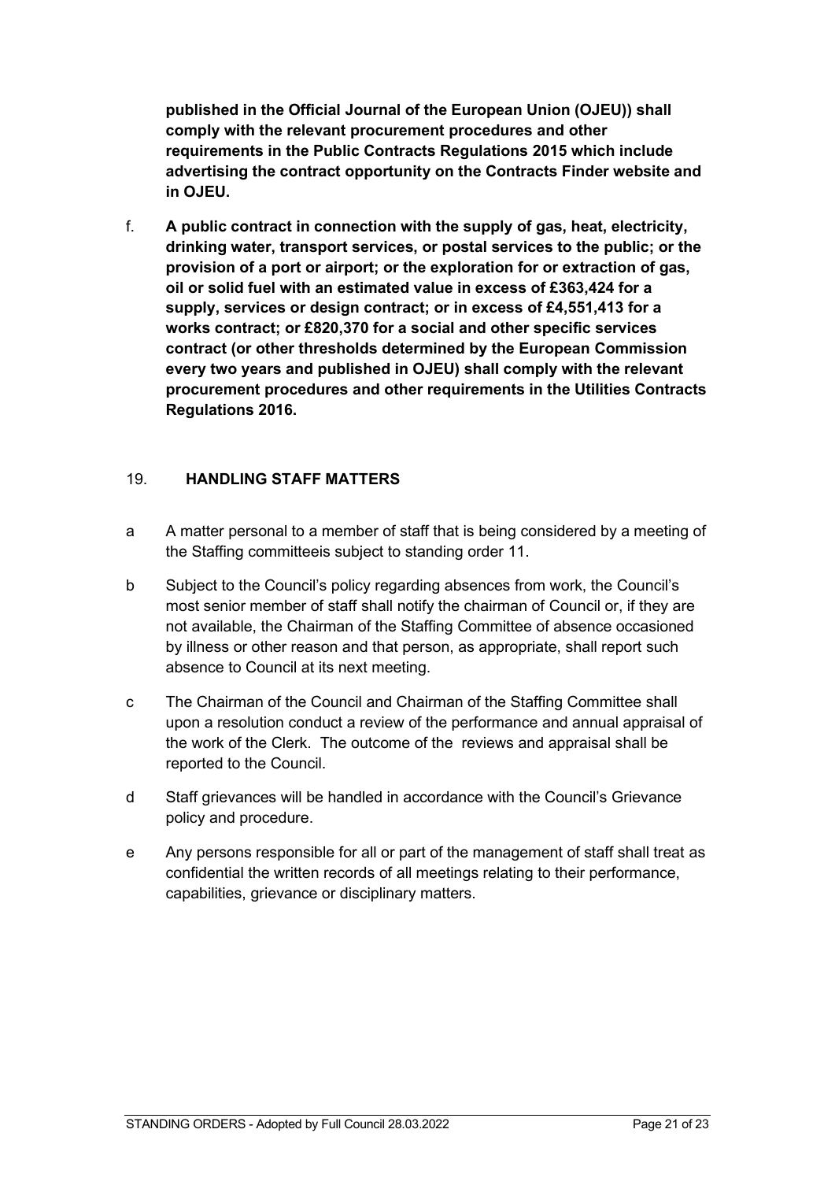**published in the Official Journal of the European Union (OJEU)) shall comply with the relevant procurement procedures and other requirements in the Public Contracts Regulations 2015 which include advertising the contract opportunity on the Contracts Finder website and in OJEU.**

f. **A public contract in connection with the supply of gas, heat, electricity, drinking water, transport services, or postal services to the public; or the provision of a port or airport; or the exploration for or extraction of gas, oil or solid fuel with an estimated value in excess of £363,424 for a supply, services or design contract; or in excess of £4,551,413 for a works contract; or £820,370 for a social and other specific services contract (or other thresholds determined by the European Commission every two years and published in OJEU) shall comply with the relevant procurement procedures and other requirements in the Utilities Contracts Regulations 2016.**

## 19. HANDLING STAFF MATTERS

a A matter personal to a member of staff that is being considered by a meeting of the Staffing committeeis subject to standing order 11.

b Subject to the Council's policy regarding absences from work, the Council's most senior member of staff shall notify the chairman of Council or, if they are not available, the Chairman of the Staffing Committee of absence occasioned by illness or other reason and that person, as appropriate, shall report such absence to Council at its next meeting.

c The Chairman of the Council and Chairman of the Staffing Committee shall upon a resolution conduct a review of the performance and annual appraisal of the work of the Clerk. The outcome of the reviews and appraisal shall be reported to the Council.

d Staff grievances will be handled in accordance with the Council's Grievance policy and procedure.

e Any persons responsible for all or part of the management of staff shall treat as confidential the written records of all meetings relating to their performance, capabilities, grievance or disciplinary matters.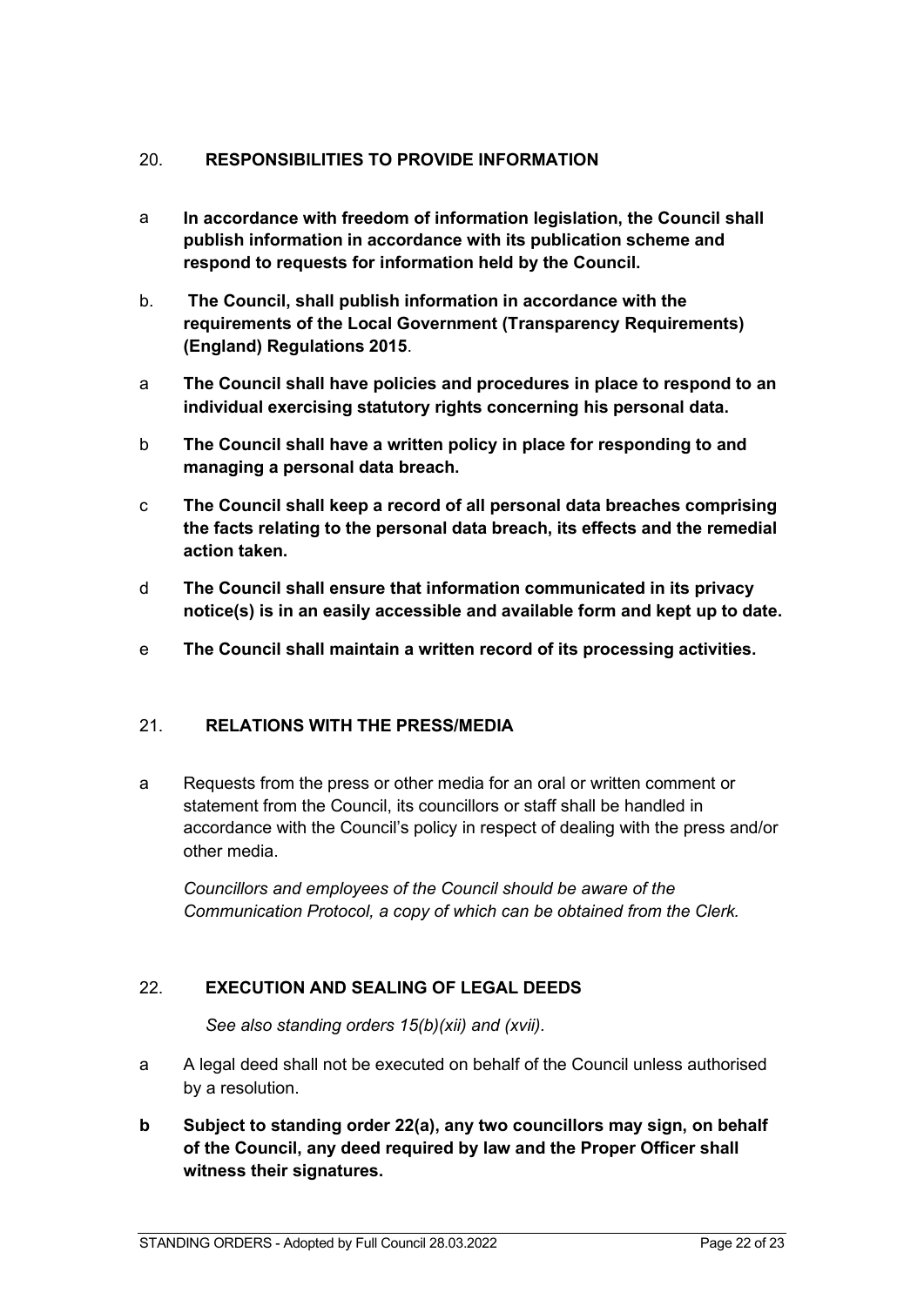## 20. RESPONSIBILITIES TO PROVIDE INFORMATION

a **In accordance with freedom of information legislation, the Council shall publish information in accordance with its publication scheme and respond to requests for information held by the Council.**

b. **The Council, shall publish information in accordance with the requirements of the Local Government (Transparency Requirements) (England) Regulations 2015**.

a **The Council shall have policies and procedures in place to respond to an individual exercising statutory rights concerning his personal data.**

b **The Council shall have a written policy in place for responding to and managing a personal data breach.**

c **The Council shall keep a record of all personal data breaches comprising the facts relating to the personal data breach, its effects and the remedial action taken.**

d **The Council shall ensure that information communicated in its privacy notice(s) is in an easily accessible and available form and kept up to date.**

e **The Council shall maintain a written record of its processing activities.**

## 21. RELATIONS WITH THE PRESS/MEDIA

a Requests from the press or other media for an oral or written comment or statement from the Council, its councillors or staff shall be handled in accordance with the Council's policy in respect of dealing with the press and/or other media.

*Councillors and employees of the Council should be aware of the Communication Protocol, a copy of which can be obtained from the Clerk.*

## 22. EXECUTION AND SEALING OF LEGAL DEEDS

*See also standing orders 15(b)(xii) and (xvii).*

a A legal deed shall not be executed on behalf of the Council unless authorised by a resolution.

**b Subject to standing order 22(a), any two councillors may sign, on behalf of the Council, any deed required by law and the Proper Officer shall witness their signatures.**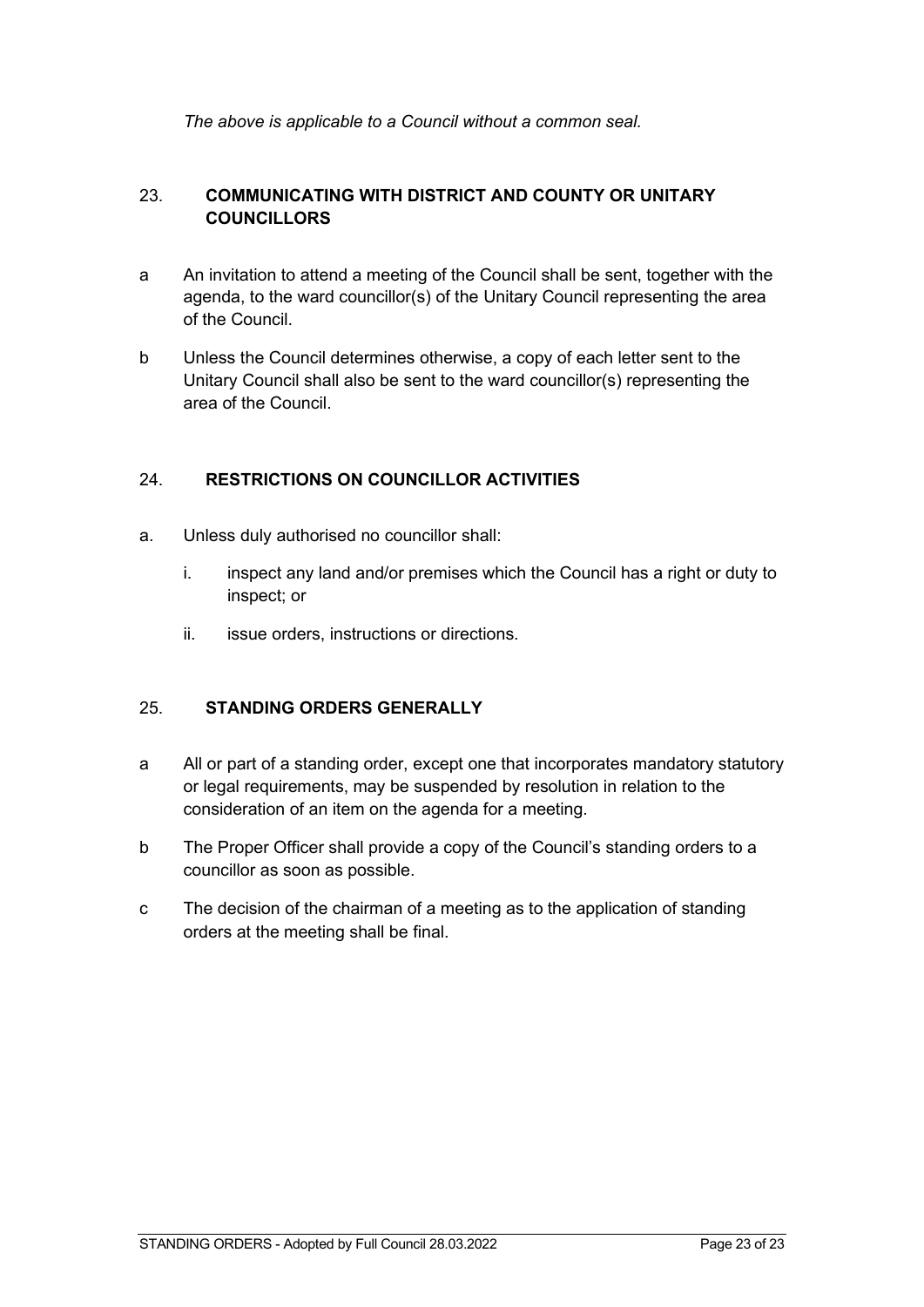*The above is applicable to a Council without a common seal.*

## 23. COMMUNICATING WITH DISTRICT AND COUNTY OR UNITARY COUNCILLORS

a An invitation to attend a meeting of the Council shall be sent, together with the agenda, to the ward councillor(s) of the Unitary Council representing the area of the Council.

b Unless the Council determines otherwise, a copy of each letter sent to the Unitary Council shall also be sent to the ward councillor(s) representing the area of the Council.

## 24. RESTRICTIONS ON COUNCILLOR ACTIVITIES

a. Unless duly authorised no councillor shall:

   i. inspect any land and/or premises which the Council has a right or duty to inspect; or

   ii. issue orders, instructions or directions.

## 25. STANDING ORDERS GENERALLY

a All or part of a standing order, except one that incorporates mandatory statutory or legal requirements, may be suspended by resolution in relation to the consideration of an item on the agenda for a meeting.

b The Proper Officer shall provide a copy of the Council's standing orders to a councillor as soon as possible.

c The decision of the chairman of a meeting as to the application of standing orders at the meeting shall be final.